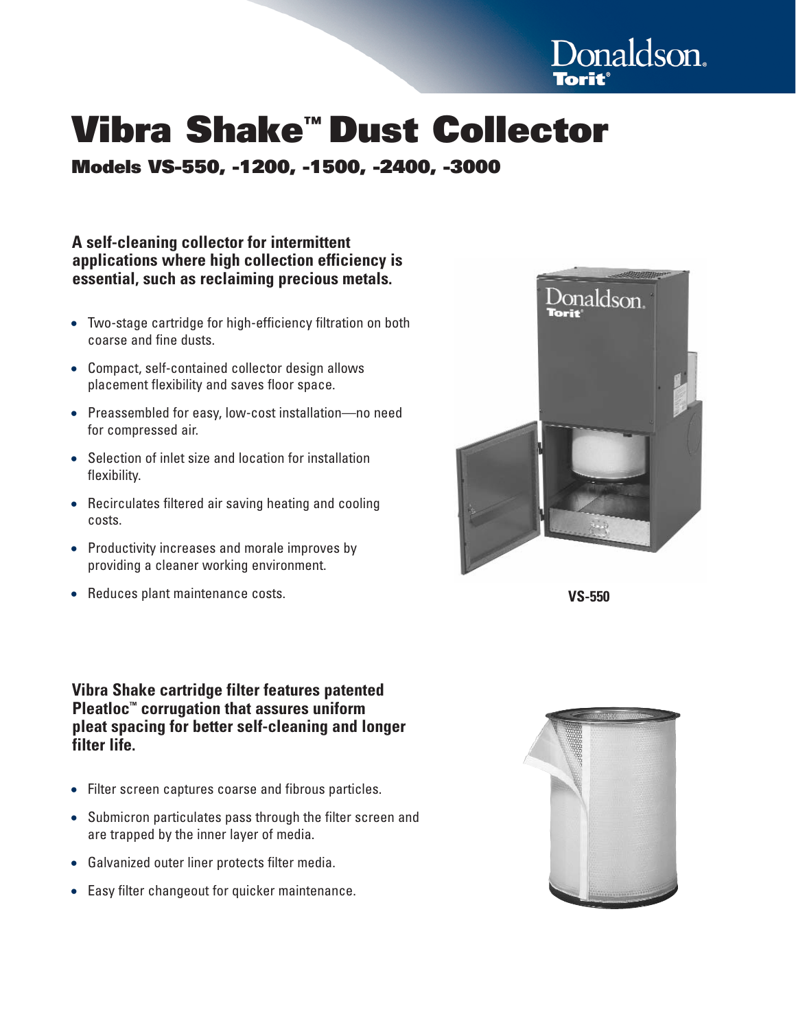Donaldson. Torit®

# Vibra Shake™ Dust Collector

## Models VS-550, -1200, -1500, -2400, -3000

**A self-cleaning collector for intermittent applications where high collection efficiency is essential, such as reclaiming precious metals.**

- Two-stage cartridge for high-efficiency filtration on both coarse and fine dusts.
- Compact, self-contained collector design allows placement flexibility and saves floor space.
- Preassembled for easy, low-cost installation—no need for compressed air.
- Selection of inlet size and location for installation flexibility.
- Recirculates filtered air saving heating and cooling costs.
- Productivity increases and morale improves by providing a cleaner working environment.
- Reduces plant maintenance costs.

**VS-550**

**Vibra Shake cartridge filter features patented Pleatloc™ corrugation that assures uniform pleat spacing for better self-cleaning and longer filter life.**

- Filter screen captures coarse and fibrous particles.
- Submicron particulates pass through the filter screen and are trapped by the inner layer of media.
- Galvanized outer liner protects filter media.
- Easy filter changeout for quicker maintenance.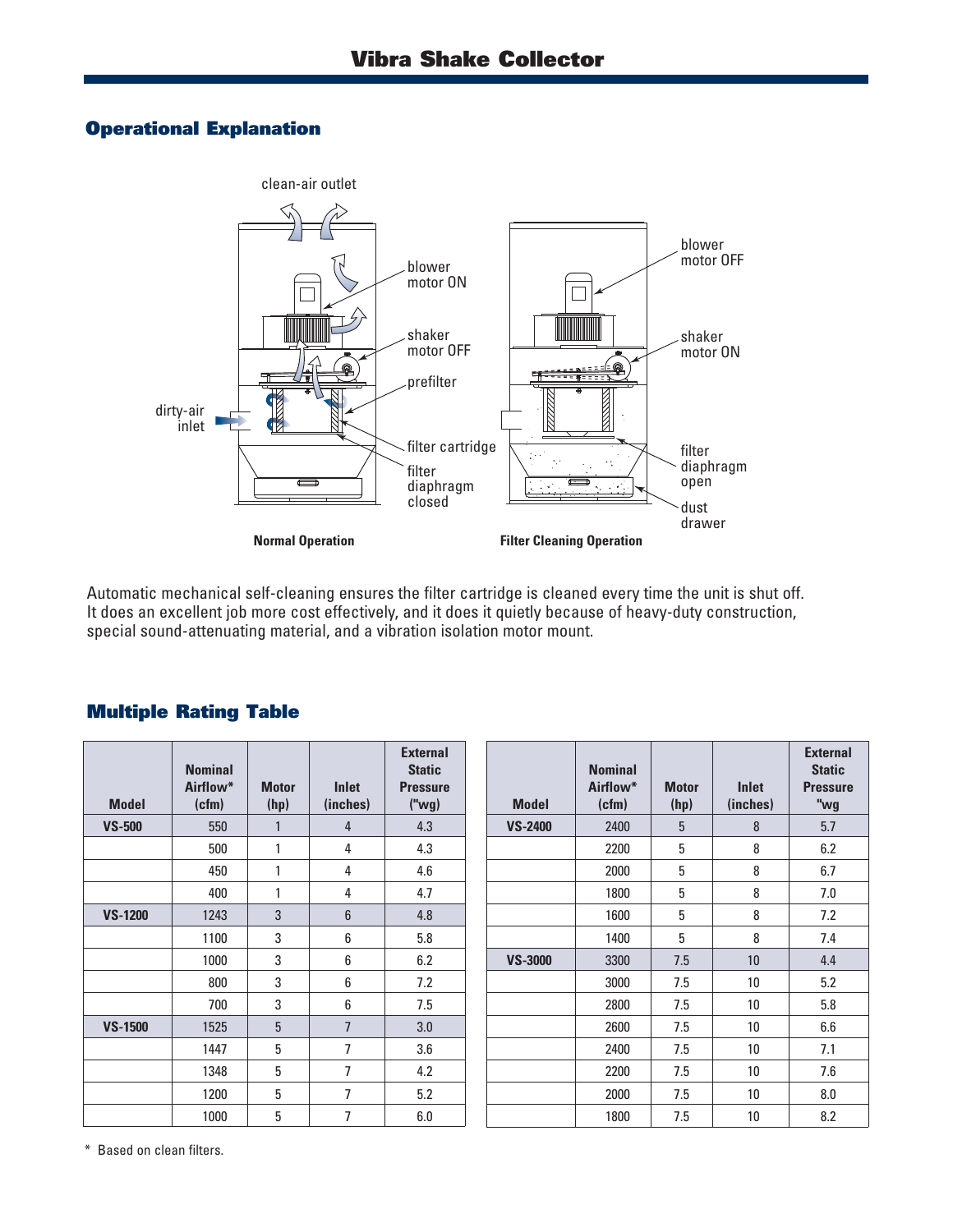# Vibra Shake Collector

## Operational Explanation

Normal Operation

Filter Cleaning Operation

Automatic mechanical self-cleaning ensures the filter cartridge is cleaned every time the unit is shut off. It does an excellent job more cost effectively, and it does it quietly because of heavy-duty construction, special sound-attenuating material, and a vibration isolation motor mount.

## Multiple Rating Table

| Model | Nominal Airflow* (cfm) | Motor (hp) | Inlet (inches) | External Static Pressure ("wg) |
|---|---|---|---|---|
| **VS-500** | 550 | 1 | 4 | 4.3 |
| | 500 | 1 | 4 | 4.3 |
| | 450 | 1 | 4 | 4.6 |
| | 400 | 1 | 4 | 4.7 |
| **VS-1200** | 1243 | 3 | 6 | 4.8 |
| | 1100 | 3 | 6 | 5.8 |
| | 1000 | 3 | 6 | 6.2 |
| | 800 | 3 | 6 | 7.2 |
| | 700 | 3 | 6 | 7.5 |
| **VS-1500** | 1525 | 5 | 7 | 3.0 |
| | 1447 | 5 | 7 | 3.6 |
| | 1348 | 5 | 7 | 4.2 |
| | 1200 | 5 | 7 | 5.2 |
| | 1000 | 5 | 7 | 6.0 |

| Model | Nominal Airflow* (cfm) | Motor (hp) | Inlet (inches) | External Static Pressure "wg |
|---|---|---|---|---|
| **VS-2400** | 2400 | 5 | 8 | 5.7 |
| | 2200 | 5 | 8 | 6.2 |
| | 2000 | 5 | 8 | 6.7 |
| | 1800 | 5 | 8 | 7.0 |
| | 1600 | 5 | 8 | 7.2 |
| | 1400 | 5 | 8 | 7.4 |
| **VS-3000** | 3300 | 7.5 | 10 | 4.4 |
| | 3000 | 7.5 | 10 | 5.2 |
| | 2800 | 7.5 | 10 | 5.8 |
| | 2600 | 7.5 | 10 | 6.6 |
| | 2400 | 7.5 | 10 | 7.1 |
| | 2200 | 7.5 | 10 | 7.6 |
| | 2000 | 7.5 | 10 | 8.0 |
| | 1800 | 7.5 | 10 | 8.2 |

* Based on clean filters.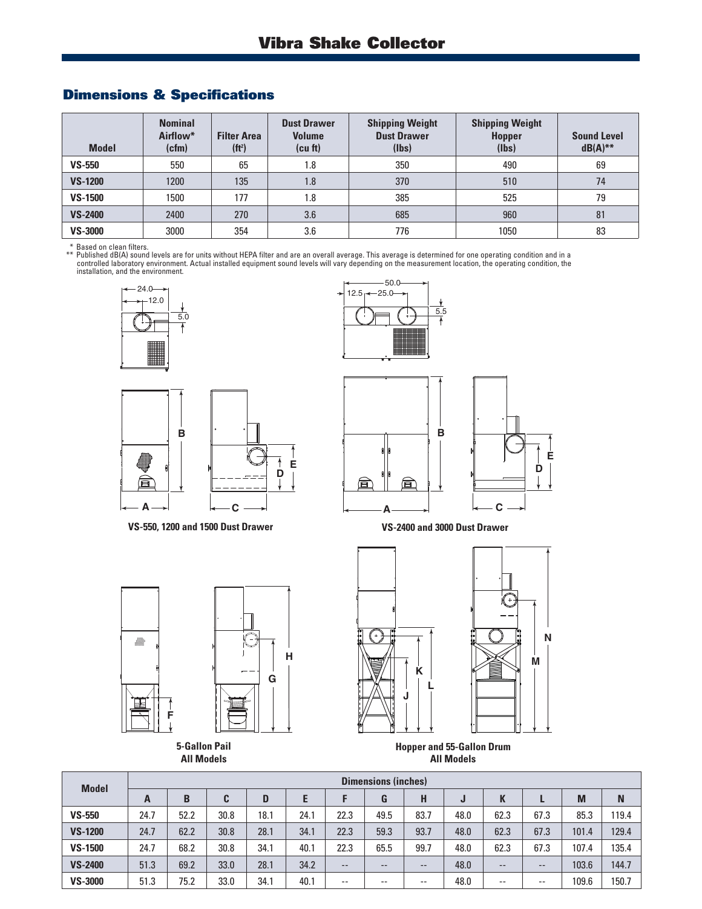# Vibra Shake Collector

## Dimensions & Specifications

| Model | Nominal Airflow* (cfm) | Filter Area ($ft^2$) | Dust Drawer Volume (cu ft) | Shipping Weight Dust Drawer (lbs) | Shipping Weight Hopper (lbs) | Sound Level dB(A)** |
|---|---|---|---|---|---|---|
| **VS-550** | 550 | 65 | 1.8 | 350 | 490 | 69 |
| **VS-1200** | 1200 | 135 | 1.8 | 370 | 510 | 74 |
| **VS-1500** | 1500 | 177 | 1.8 | 385 | 525 | 79 |
| **VS-2400** | 2400 | 270 | 3.6 | 685 | 960 | 81 |
| **VS-3000** | 3000 | 354 | 3.6 | 776 | 1050 | 83 |

\* Based on clean filters.
** Published dB(A) sound levels are for units without HEPA filter and are an overall average. This average is determined for one operating condition and in a controlled laboratory environment. Actual installed equipment sound levels will vary depending on the measurement location, the operating condition, the installation, and the environment.

24.0
12.0
5.0

50.0
12.5
25.0
5.5

B
E
D
A
C

**VS-550, 1200 and 1500 Dust Drawer**

**VS-2400 and 3000 Dust Drawer**

F
H
G

K
L
J
N
M

**5-Gallon Pail**
**All Models**

**Hopper and 55-Gallon Drum**
**All Models**

| Model | Dimensions (inches) | | | | | | | | | | | | |
|---|---|---|---|---|---|---|---|---|---|---|---|---|---|
| | A | B | C | D | E | F | G | H | J | K | L | M | N |
| **VS-550** | 24.7 | 52.2 | 30.8 | 18.1 | 24.1 | 22.3 | 49.5 | 83.7 | 48.0 | 62.3 | 67.3 | 85.3 | 119.4 |
| **VS-1200** | 24.7 | 62.2 | 30.8 | 28.1 | 34.1 | 22.3 | 59.3 | 93.7 | 48.0 | 62.3 | 67.3 | 101.4 | 129.4 |
| **VS-1500** | 24.7 | 68.2 | 30.8 | 34.1 | 40.1 | 22.3 | 65.5 | 99.7 | 48.0 | 62.3 | 67.3 | 107.4 | 135.4 |
| **VS-2400** | 51.3 | 69.2 | 33.0 | 28.1 | 34.2 | -- | -- | -- | 48.0 | -- | -- | 103.6 | 144.7 |
| **VS-3000** | 51.3 | 75.2 | 33.0 | 34.1 | 40.1 | -- | -- | -- | 48.0 | -- | -- | 109.6 | 150.7 |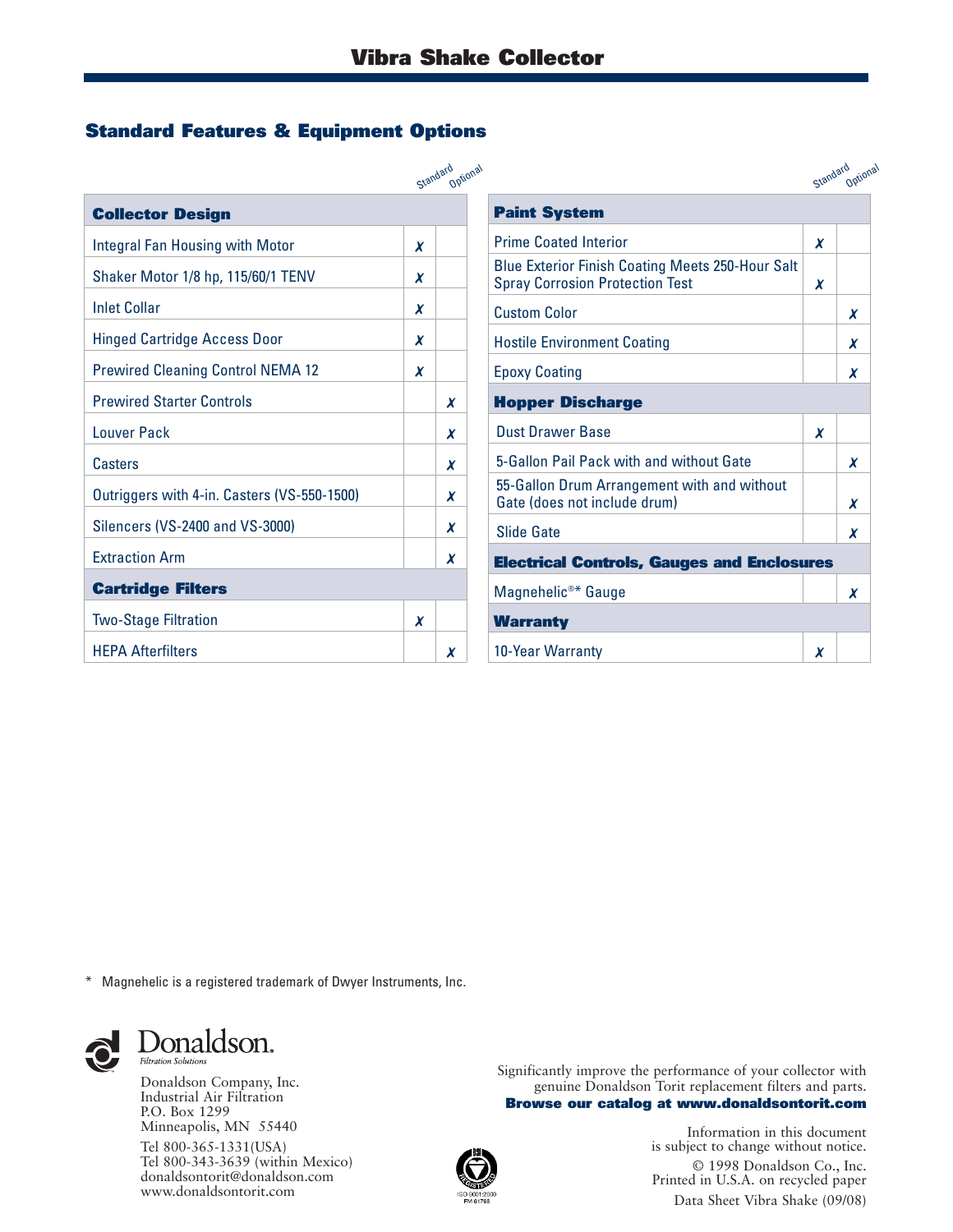# Vibra Shake Collector

## Standard Features & Equipment Options

| | Standard | Optional |
|---|---|---|
| **Collector Design** | | |
| Integral Fan Housing with Motor | ✗ | |
| Shaker Motor 1/8 hp, 115/60/1 TENV | ✗ | |
| Inlet Collar | ✗ | |
| Hinged Cartridge Access Door | ✗ | |
| Prewired Cleaning Control NEMA 12 | ✗ | |
| Prewired Starter Controls | | ✗ |
| Louver Pack | | ✗ |
| Casters | | ✗ |
| Outriggers with 4-in. Casters (VS-550-1500) | | ✗ |
| Silencers (VS-2400 and VS-3000) | | ✗ |
| Extraction Arm | | ✗ |
| **Cartridge Filters** | | |
| Two-Stage Filtration | ✗ | |
| HEPA Afterfilters | | ✗ |

| | Standard | Optional |
|---|---|---|
| **Paint System** | | |
| Prime Coated Interior | ✗ | |
| Blue Exterior Finish Coating Meets 250-Hour Salt Spray Corrosion Protection Test | ✗ | |
| Custom Color | | ✗ |
| Hostile Environment Coating | | ✗ |
| Epoxy Coating | | ✗ |
| **Hopper Discharge** | | |
| Dust Drawer Base | ✗ | |
| 5-Gallon Pail Pack with and without Gate | | ✗ |
| 55-Gallon Drum Arrangement with and without Gate (does not include drum) | | ✗ |
| Slide Gate | | ✗ |
| **Electrical Controls, Gauges and Enclosures** | | |
| Magnehelic®* Gauge | | ✗ |
| **Warranty** | | |
| 10-Year Warranty | ✗ | |

\* Magnehelic is a registered trademark of Dwyer Instruments, Inc.

Donaldson.
Filtration Solutions

Donaldson Company, Inc.
Industrial Air Filtration
P.O. Box 1299
Minneapolis, MN 55440

Tel 800-365-1331(USA)
Tel 800-343-3639 (within Mexico)
donaldsontorit@donaldson.com
www.donaldsontorit.com

Significantly improve the performance of your collector with genuine Donaldson Torit replacement filters and parts.
**Browse our catalog at www.donaldsontorit.com**

ISO 9001:2000
FM 61766

Information in this document is subject to change without notice.
© 1998 Donaldson Co., Inc.
Printed in U.S.A. on recycled paper
Data Sheet Vibra Shake (09/08)